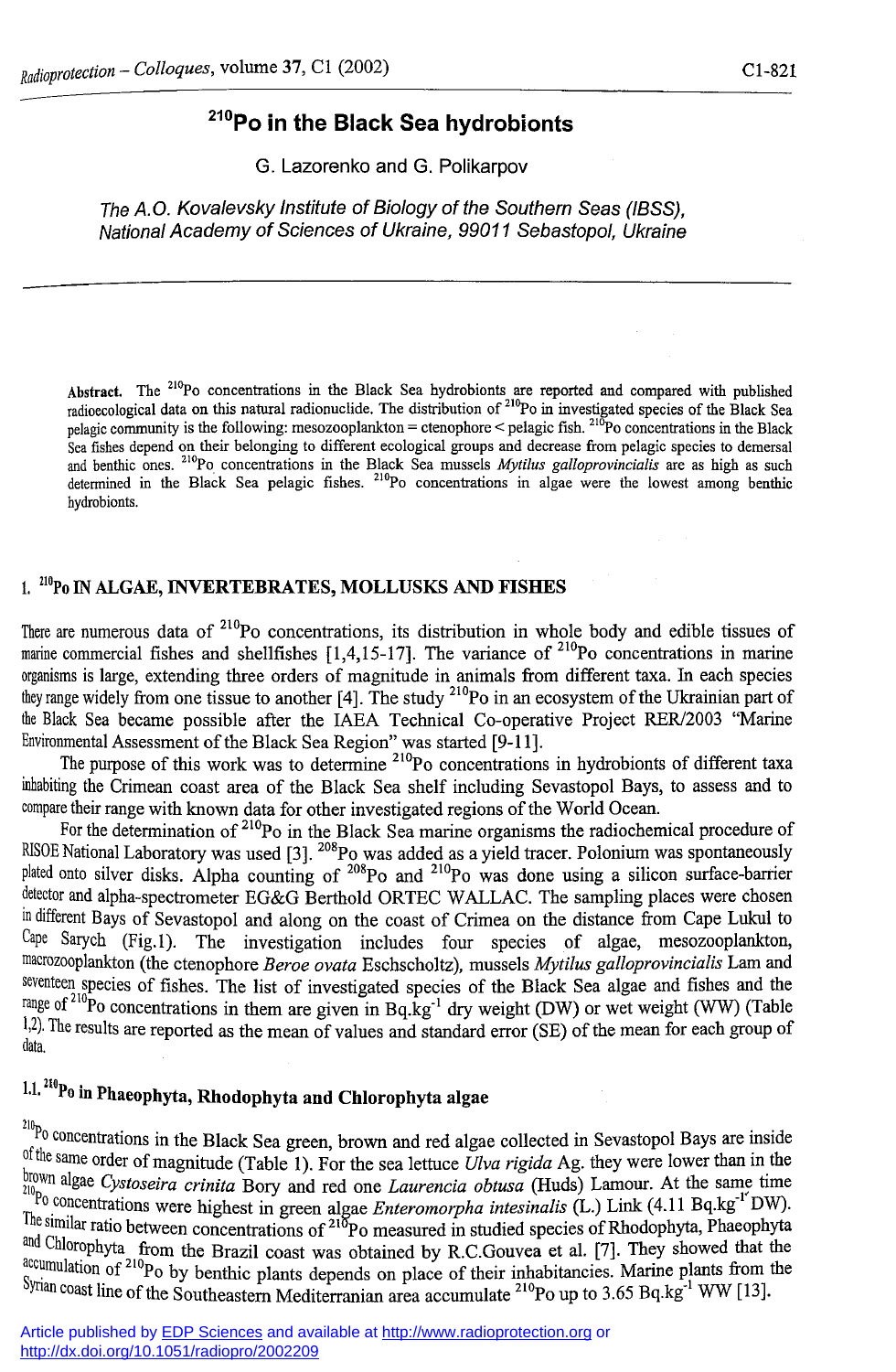# $^{210}$Po in the Black Sea hydrobionts

G. Lazorenko and G. Polikarpov

*The A.O. Kovalevsky Institute of Biology of the Southern Seas (IBSS), National Academy of Sciences of Ukraine, 99011 Sebastopol, Ukraine*

**Abstract.** The $^{210}$Po concentrations in the Black Sea hydrobionts are reported and compared with published radioecological data on this natural radionuclide. The distribution of $^{210}$Po in investigated species of the Black Sea pelagic community is the following: mesozooplankton = ctenophore < pelagic fish. $^{210}$Po concentrations in the Black Sea fishes depend on their belonging to different ecological groups and decrease from pelagic species to demersal and benthic ones. $^{210}$Po concentrations in the Black Sea mussels *Mytilus galloprovincialis* are as high as such determined in the Black Sea pelagic fishes. $^{210}$Po concentrations in algae were the lowest among benthic hydrobionts.

## 1. $^{210}$Po IN ALGAE, INVERTEBRATES, MOLLUSKS AND FISHES

There are numerous data of $^{210}$Po concentrations, its distribution in whole body and edible tissues of marine commercial fishes and shellfishes [1,4,15-17]. The variance of $^{210}$Po concentrations in marine organisms is large, extending three orders of magnitude in animals from different taxa. In each species they range widely from one tissue to another [4]. The study $^{210}$Po in an ecosystem of the Ukrainian part of the Black Sea became possible after the IAEA Technical Co-operative Project RER/2003 "Marine Environmental Assessment of the Black Sea Region" was started [9-11].

The purpose of this work was to determine $^{210}$Po concentrations in hydrobionts of different taxa inhabiting the Crimean coast area of the Black Sea shelf including Sevastopol Bays, to assess and to compare their range with known data for other investigated regions of the World Ocean.

For the determination of $^{210}$Po in the Black Sea marine organisms the radiochemical procedure of RISOE National Laboratory was used [3]. $^{208}$Po was added as a yield tracer. Polonium was spontaneously plated onto silver disks. Alpha counting of $^{208}$Po and $^{210}$Po was done using a silicon surface-barrier detector and alpha-spectrometer EG&G Berthold ORTEC WALLAC. The sampling places were chosen in different Bays of Sevastopol and along on the coast of Crimea on the distance from Cape Lukul to Cape Sarych (Fig.1). The investigation includes four species of algae, mesozooplankton, macrozooplankton (the ctenophore *Beroe ovata* Eschscholtz), mussels *Mytilus galloprovincialis* Lam and seventeen species of fishes. The list of investigated species of the Black Sea algae and fishes and the range of $^{210}$Po concentrations in them are given in Bq.kg$^{-1}$ dry weight (DW) or wet weight (WW) (Table 1,2). The results are reported as the mean of values and standard error (SE) of the mean for each group of data.

### 1.1. $^{210}$Po in Phaeophyta, Rhodophyta and Chlorophyta algae

$^{210}$Po concentrations in the Black Sea green, brown and red algae collected in Sevastopol Bays are inside of the same order of magnitude (Table 1). For the sea lettuce *Ulva rigida* Ag. they were lower than in the brown algae *Cystoseira crinita* Bory and red one *Laurencia obtusa* (Huds) Lamour. At the same time $^{210}$Po concentrations were highest in green algae *Enteromorpha intesinalis* (L.) Link (4.11 Bq.kg$^{-1}$ DW). The similar ratio between concentrations of $^{210}$Po measured in studied species of Rhodophyta, Phaeophyta and Chlorophyta from the Brazil coast was obtained by R.C.Gouvea et al. [7]. They showed that the accumulation of $^{210}$Po by benthic plants depends on place of their inhabitancies. Marine plants from the Syrian coast line of the Southeastern Mediterranean area accumulate $^{210}$Po up to 3.65 Bq.kg$^{-1}$ WW [13].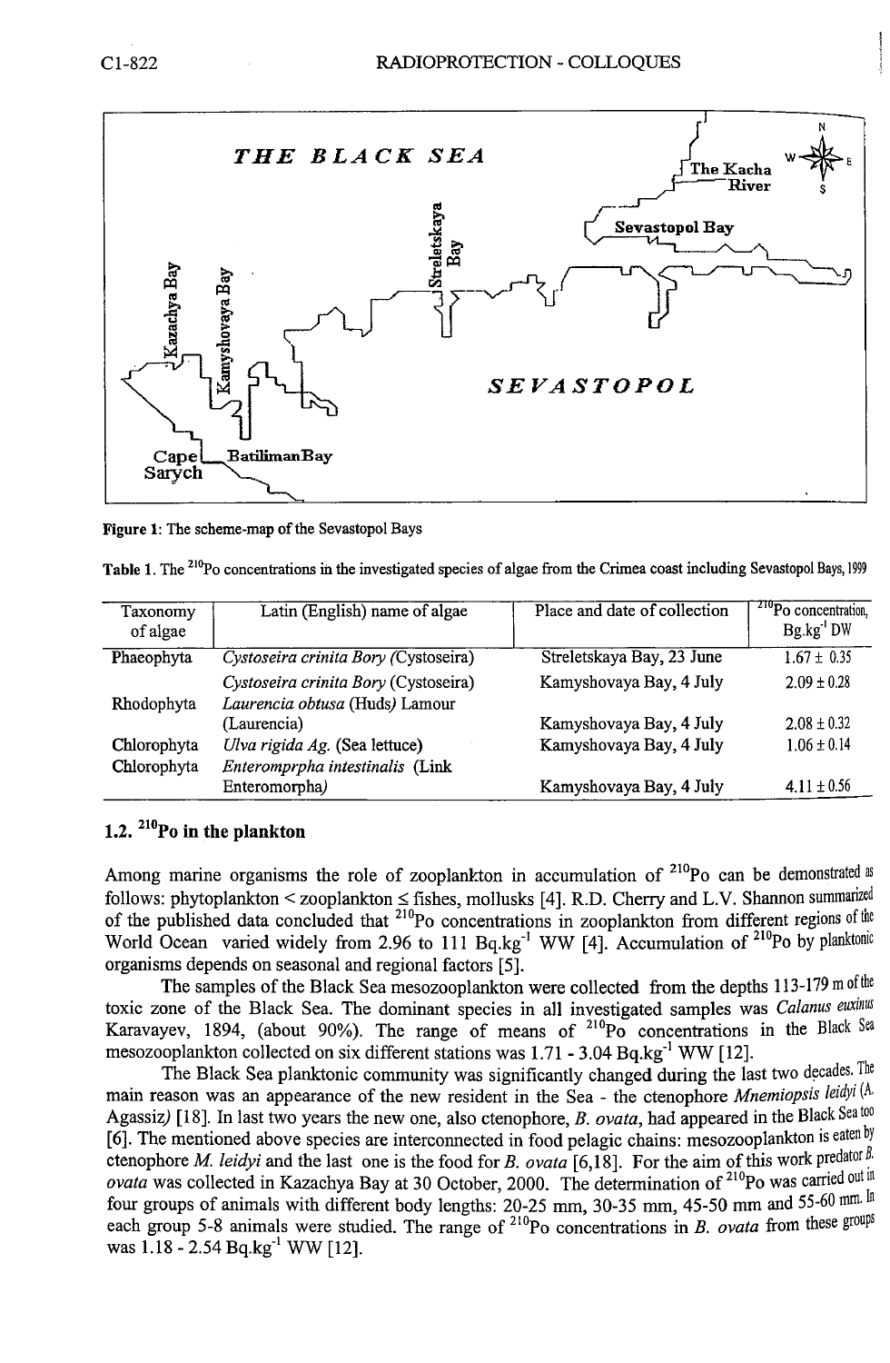Figure 1: The scheme-map of the Sevastopol Bays

Table 1. The $^{210}$Po concentrations in the investigated species of algae from the Crimea coast including Sevastopol Bays, 1999

| Taxonomy of algae | Latin (English) name of algae | Place and date of collection | $^{210}$Po concentration, Bq.kg$^{-1}$ DW |
|---|---|---|---|
| Phaeophyta | *Cystoseira crinita Bory (*Cystoseira) | Streletskaya Bay, 23 June | 1.67 ± 0.35 |
| | *Cystoseira crinita Bory* (Cystoseira) | Kamyshovaya Bay, 4 July | 2.09 ± 0.28 |
| Rhodophyta | *Laurencia obtusa* (Huds*)* Lamour (Laurencia) | Kamyshovaya Bay, 4 July | 2.08 ± 0.32 |
| Chlorophyta | *Ulva rigida Ag.* (Sea lettuce) | Kamyshovaya Bay, 4 July | 1.06 ± 0.14 |
| Chlorophyta | *Enteromprpha intestinalis* (Link Enteromorpha*)* | Kamyshovaya Bay, 4 July | 4.11 ± 0.56 |

### 1.2. $^{210}$Po in the plankton

Among marine organisms the role of zooplankton in accumulation of $^{210}$Po can be demonstrated as follows: phytoplankton < zooplankton ≤ fishes, mollusks [4]. R.D. Cherry and L.V. Shannon summarized of the published data concluded that $^{210}$Po concentrations in zooplankton from different regions of the World Ocean varied widely from 2.96 to 111 Bq.kg$^{-1}$ WW [4]. Accumulation of $^{210}$Po by planktonic organisms depends on seasonal and regional factors [5].

The samples of the Black Sea mesozooplankton were collected from the depths 113-179 m of the toxic zone of the Black Sea. The dominant species in all investigated samples was *Calanus euxinus* Karavayev, 1894, (about 90%). The range of means of $^{210}$Po concentrations in the Black Sea mesozooplankton collected on six different stations was 1.71 - 3.04 Bq.kg$^{-1}$ WW [12].

The Black Sea planktonic community was significantly changed during the last two decades. The main reason was an appearance of the new resident in the Sea - the ctenophore *Mnemiopsis leidyi* (A. Agassiz*)* [18]. In last two years the new one, also ctenophore, *B. ovata*, had appeared in the Black Sea too [6]. The mentioned above species are interconnected in food pelagic chains: mesozooplankton is eaten by ctenophore *M. leidyi* and the last one is the food for *B. ovata* [6,18]. For the aim of this work predator *B. ovata* was collected in Kazachya Bay at 30 October, 2000. The determination of $^{210}$Po was carried out in four groups of animals with different body lengths: 20-25 mm, 30-35 mm, 45-50 mm and 55-60 mm. In each group 5-8 animals were studied. The range of $^{210}$Po concentrations in *B. ovata* from these groups was 1.18 - 2.54 Bq.kg$^{-1}$ WW [12].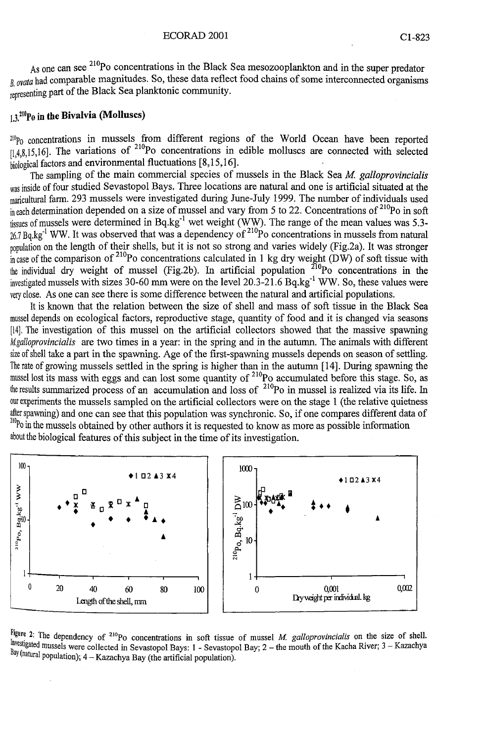As one can see $^{210}Po$ concentrations in the Black Sea mesozooplankton and in the super predator *B. ovata* had comparable magnitudes. So, these data reflect food chains of some interconnected organisms representing part of the Black Sea planktonic community.

## 1.3. $^{210}Po$ in the Bivalvia (Molluscs)

$^{210}Po$ concentrations in mussels from different regions of the World Ocean have been reported [1,4,8,15,16]. The variations of $^{210}Po$ concentrations in edible molluscs are connected with selected biological factors and environmental fluctuations [8,15,16].

The sampling of the main commercial species of mussels in the Black Sea *M. galloprovincialis* was inside of four studied Sevastopol Bays. Three locations are natural and one is artificial situated at the maricultural farm. 293 mussels were investigated during June-July 1999. The number of individuals used in each determination depended on a size of mussel and vary from 5 to 22. Concentrations of $^{210}Po$ in soft tissues of mussels were determined in Bq.kg$^{-1}$ wet weight (WW). The range of the mean values was 5.3-26.7 Bq.kg$^{-1}$ WW. It was observed that was a dependency of $^{210}Po$ concentrations in mussels from natural population on the length of their shells, but it is not so strong and varies widely (Fig.2a). It was stronger in case of the comparison of $^{210}Po$ concentrations calculated in 1 kg dry weight (DW) of soft tissue with the individual dry weight of mussel (Fig.2b). In artificial population $^{210}Po$ concentrations in the investigated mussels with sizes 30-60 mm were on the level 20.3-21.6 Bq.kg$^{-1}$ WW. So, these values were very close. As one can see there is some difference between the natural and artificial populations.

It is known that the relation between the size of shell and mass of soft tissue in the Black Sea mussel depends on ecological factors, reproductive stage, quantity of food and it is changed via seasons [14]. The investigation of this mussel on the artificial collectors showed that the massive spawning *M.galloprovincialis* are two times in a year: in the spring and in the autumn. The animals with different size of shell take a part in the spawning. Age of the first-spawning mussels depends on season of settling. The rate of growing mussels settled in the spring is higher than in the autumn [14]. During spawning the mussel lost its mass with eggs and can lost some quantity of $^{210}Po$ accumulated before this stage. So, as the results summarized process of an accumulation and loss of $^{210}Po$ in mussel is realized via its life. In our experiments the mussels sampled on the artificial collectors were on the stage 1 (the relative quietness after spawning) and one can see that this population was synchronic. So, if one compares different data of $^{210}Po$ in the mussels obtained by other authors it is requested to know as more as possible information about the biological features of this subject in the time of its investigation.

Figure 2: The dependency of $^{210}Po$ concentrations in soft tissue of mussel *M. galloprovincialis* on the size of shell. Investigated mussels were collected in Sevastopol Bays: 1 - Sevastopol Bay; 2 – the mouth of the Kacha River; 3 – Kazachya Bay (natural population); 4 – Kazachya Bay (the artificial population).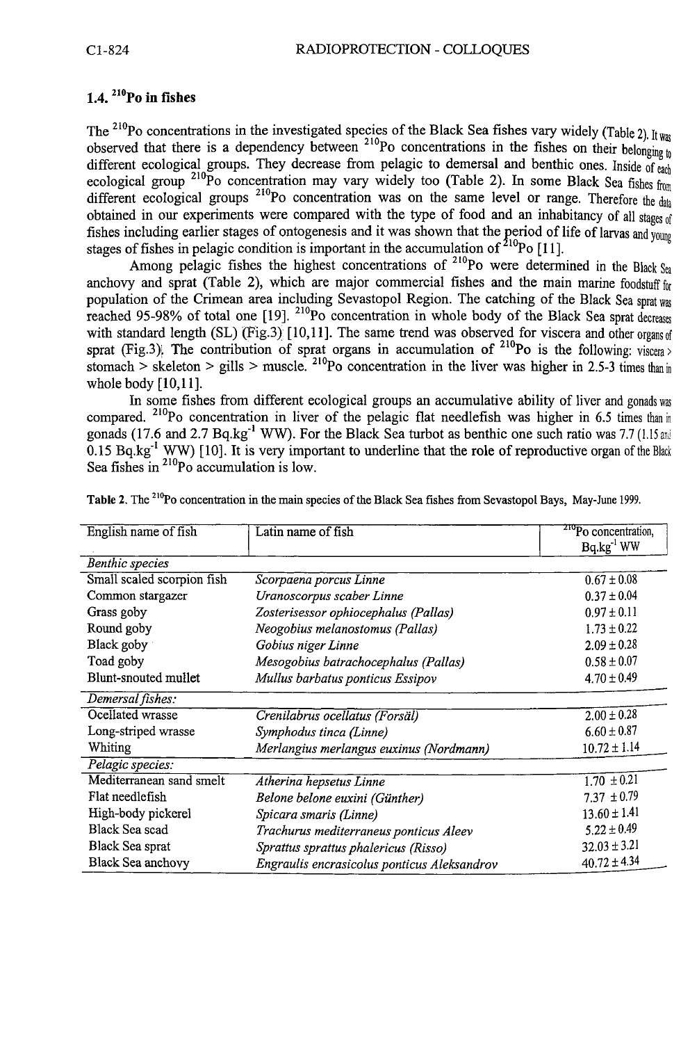### 1.4. $^{210}$Po in fishes

The $^{210}$Po concentrations in the investigated species of the Black Sea fishes vary widely (Table 2). It was observed that there is a dependency between $^{210}$Po concentrations in the fishes on their belonging to different ecological groups. They decrease from pelagic to demersal and benthic ones. Inside of each ecological group $^{210}$Po concentration may vary widely too (Table 2). In some Black Sea fishes from different ecological groups $^{210}$Po concentration was on the same level or range. Therefore the data obtained in our experiments were compared with the type of food and an inhabitancy of all stages of fishes including earlier stages of ontogenesis and it was shown that the period of life of larvas and young stages of fishes in pelagic condition is important in the accumulation of $^{210}$Po [11].

Among pelagic fishes the highest concentrations of $^{210}$Po were determined in the Black Sea anchovy and sprat (Table 2), which are major commercial fishes and the main marine foodstuff for population of the Crimean area including Sevastopol Region. The catching of the Black Sea sprat was reached 95-98% of total one [19]. $^{210}$Po concentration in whole body of the Black Sea sprat decreases with standard length (SL) (Fig.3) [10,11]. The same trend was observed for viscera and other organs of sprat (Fig.3). The contribution of sprat organs in accumulation of $^{210}$Po is the following: viscera > stomach > skeleton > gills > muscle. $^{210}$Po concentration in the liver was higher in 2.5-3 times than in whole body [10,11].

In some fishes from different ecological groups an accumulative ability of liver and gonads was compared. $^{210}$Po concentration in liver of the pelagic flat needlefish was higher in 6.5 times than in gonads (17.6 and 2.7 Bq.kg$^{-1}$ WW). For the Black Sea turbot as benthic one such ratio was 7.7 (1.15 and 0.15 Bq.kg$^{-1}$ WW) [10]. It is very important to underline that the role of reproductive organ of the Black Sea fishes in $^{210}$Po accumulation is low.

**Table 2.** The $^{210}$Po concentration in the main species of the Black Sea fishes from Sevastopol Bays, May-June 1999.

| English name of fish | Latin name of fish | $^{210}$Po concentration, Bq.kg$^{-1}$ WW |
|---|---|---|
| *Benthic species* | | |
| Small scaled scorpion fish | *Scorpaena porcus Linne* | 0.67 ± 0.08 |
| Common stargazer | *Uranoscorpus scaber Linne* | 0.37 ± 0.04 |
| Grass goby | *Zosterisessor ophiocephalus (Pallas)* | 0.97 ± 0.11 |
| Round goby | *Neogobius melanostomus (Pallas)* | 1.73 ± 0.22 |
| Black goby | *Gobius niger Linne* | 2.09 ± 0.28 |
| Toad goby | *Mesogobius batrachocephalus (Pallas)* | 0.58 ± 0.07 |
| Blunt-snouted mullet | *Mullus barbatus ponticus Essipov* | 4.70 ± 0.49 |
| *Demersal fishes:* | | |
| Ocellated wrasse | *Crenilabrus ocellatus (Forsäl)* | 2.00 ± 0.28 |
| Long-striped wrasse | *Symphodus tinca (Linne)* | 6.60 ± 0.87 |
| Whiting | *Merlangius merlangus euxinus (Nordmann)* | 10.72 ± 1.14 |
| *Pelagic species:* | | |
| Mediterranean sand smelt | *Atherina hepsetus Linne* | 1.70 ± 0.21 |
| Flat needlefish | *Belone belone euxini (Günther)* | 7.37 ± 0.79 |
| High-body pickerel | *Spicara smaris (Linne)* | 13.60 ± 1.41 |
| Black Sea scad | *Trachurus mediterraneus ponticus Aleev* | 5.22 ± 0.49 |
| Black Sea sprat | *Sprattus sprattus phalericus (Risso)* | 32.03 ± 3.21 |
| Black Sea anchovy | *Engraulis encrasicolus ponticus Aleksandrov* | 40.72 ± 4.34 |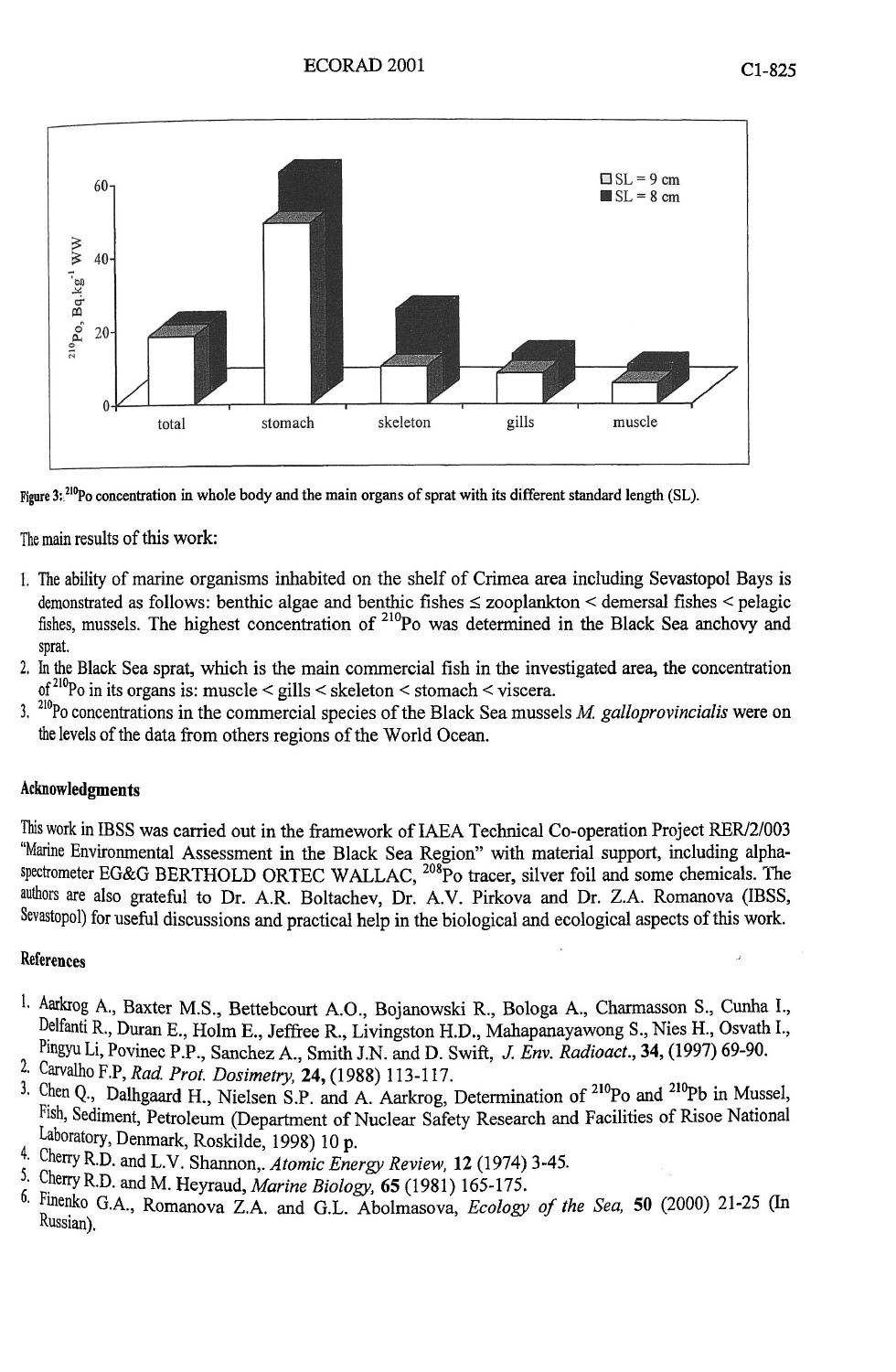Figure 3: $^{210}Po$ concentration in whole body and the main organs of sprat with its different standard length (SL).

The main results of this work:

1. The ability of marine organisms inhabited on the shelf of Crimea area including Sevastopol Bays is demonstrated as follows: benthic algae and benthic fishes ≤ zooplankton < demersal fishes < pelagic fishes, mussels. The highest concentration of $^{210}Po$ was determined in the Black Sea anchovy and sprat.
2. In the Black Sea sprat, which is the main commercial fish in the investigated area, the concentration of $^{210}Po$ in its organs is: muscle < gills < skeleton < stomach < viscera.
3. $^{210}Po$ concentrations in the commercial species of the Black Sea mussels *M. galloprovincialis* were on the levels of the data from others regions of the World Ocean.

## Acknowledgments

This work in IBSS was carried out in the framework of IAEA Technical Co-operation Project RER/2/003 "Marine Environmental Assessment in the Black Sea Region" with material support, including alpha-spectrometer EG&G BERTHOLD ORTEC WALLAC, $^{208}Po$ tracer, silver foil and some chemicals. The authors are also grateful to Dr. A.R. Boltachev, Dr. A.V. Pirkova and Dr. Z.A. Romanova (IBSS, Sevastopol) for useful discussions and practical help in the biological and ecological aspects of this work.

## References

1. Aarkrog A., Baxter M.S., Bettebcourt A.O., Bojanowski R., Bologa A., Charmasson S., Cunha I., Delfanti R., Duran E., Holm E., Jeffree R., Livingston H.D., Mahapanayawong S., Nies H., Osvath I., Pingyu Li, Povinec P.P., Sanchez A., Smith J.N. and D. Swift, *J. Env. Radioact.*, **34**, (1997) 69-90.
2. Carvalho F.P, *Rad. Prot. Dosimetry*, **24**, (1988) 113-117.
3. Chen Q., Dalhgaard H., Nielsen S.P. and A. Aarkrog, Determination of $^{210}Po$ and $^{210}Pb$ in Mussel, Fish, Sediment, Petroleum (Department of Nuclear Safety Research and Facilities of Risoe National Laboratory, Denmark, Roskilde, 1998) 10 p.
4. Cherry R.D. and L.V. Shannon,. *Atomic Energy Review*, **12** (1974) 3-45.
5. Cherry R.D. and M. Heyraud, *Marine Biology*, **65** (1981) 165-175.
6. Finenko G.A., Romanova Z.A. and G.L. Abolmasova, *Ecology of the Sea*, **50** (2000) 21-25 (In Russian).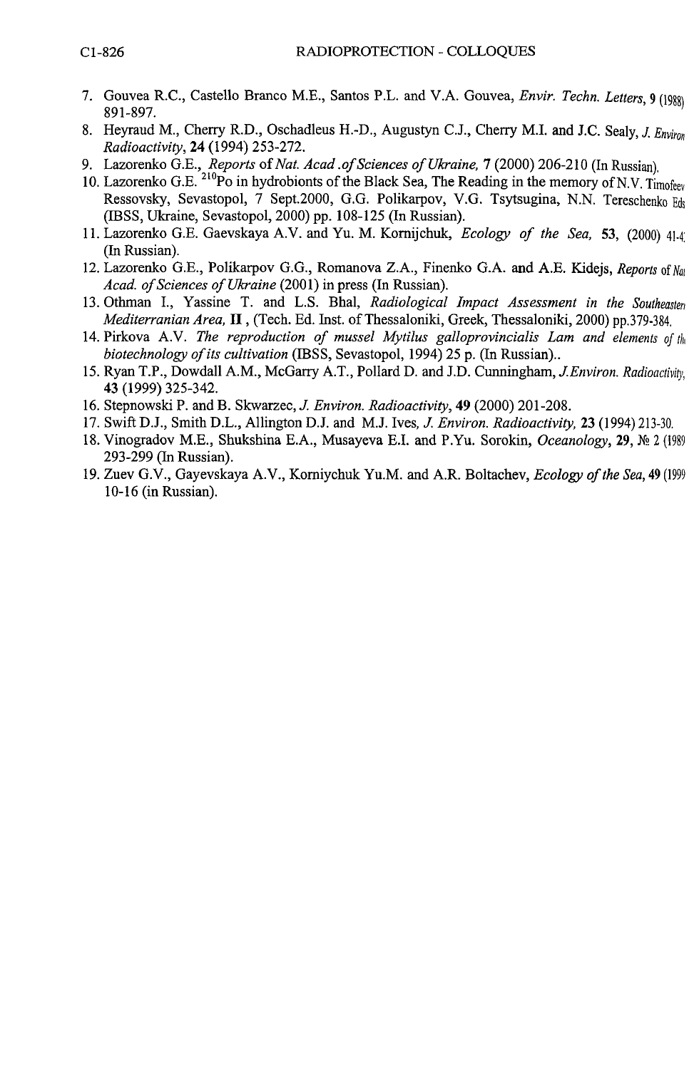7. Gouvea R.C., Castello Branco M.E., Santos P.L. and V.A. Gouvea, *Envir. Techn. Letters*, **9** (1988) 891-897.
8. Heyraud M., Cherry R.D., Oschadleus H.-D., Augustyn C.J., Cherry M.I. and J.C. Sealy, *J. Environ Radioactivity*, **24** (1994) 253-272.
9. Lazorenko G.E., *Reports* of *Nat. Acad .of Sciences of Ukraine*, **7** (2000) 206-210 (In Russian).
10. Lazorenko G.E. $^{210}$Po in hydrobionts of the Black Sea, The Reading in the memory of N.V. Timofeev Ressovsky, Sevastopol, 7 Sept.2000, G.G. Polikarpov, V.G. Tsytsugina, N.N. Tereschenko Eds (IBSS, Ukraine, Sevastopol, 2000) pp. 108-125 (In Russian).
11. Lazorenko G.E. Gaevskaya A.V. and Yu. M. Kornijchuk, *Ecology of the Sea*, **53**, (2000) 41-4 (In Russian).
12. Lazorenko G.E., Polikarpov G.G., Romanova Z.A., Finenko G.A. and A.E. Kidejs, *Reports* of *Nat Acad. of Sciences of Ukraine* (2001) in press (In Russian).
13. Othman I., Yassine T. and L.S. Bhal, *Radiological Impact Assessment in the Southeastern Mediterranean Area,* **II** , (Tech. Ed. Inst. of Thessaloniki, Greek, Thessaloniki, 2000) pp.379-384.
14. Pirkova A.V. *The reproduction of mussel Mytilus galloprovincialis Lam and elements of the biotechnology of its cultivation* (IBSS, Sevastopol, 1994) 25 p. (In Russian)..
15. Ryan T.P., Dowdall A.M., McGarry A.T., Pollard D. and J.D. Cunningham, *J.Environ. Radioactivity*, **43** (1999) 325-342.
16. Stepnowski P. and B. Skwarzec, *J. Environ. Radioactivity*, **49** (2000) 201-208.
17. Swift D.J., Smith D.L., Allington D.J. and M.J. Ives, *J. Environ. Radioactivity,* **23** (1994) 213-30.
18. Vinogradov M.E., Shukshina E.A., Musayeva E.I. and P.Yu. Sorokin, *Oceanology*, **29**, № 2 (1989) 293-299 (In Russian).
19. Zuev G.V., Gayevskaya A.V., Korniychuk Yu.M. and A.R. Boltachev, *Ecology of the Sea*, **49** (1999) 10-16 (in Russian).